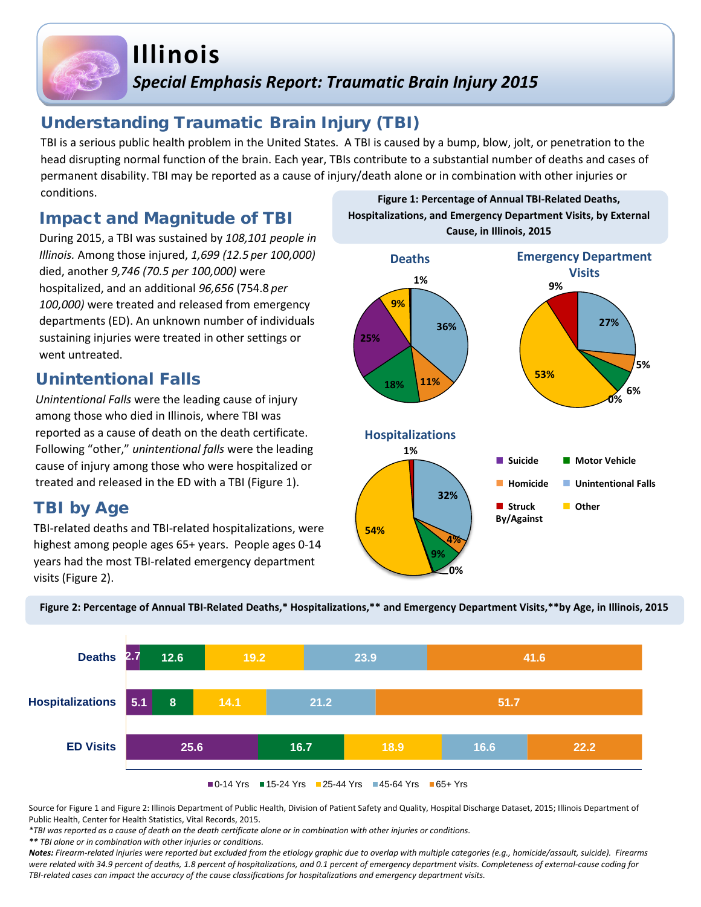# Illinois

*Special Emphasis Report: Traumatic Brain Injury 2015*

## Understanding Traumatic Brain Injury (TBI)

TBI is a serious public health problem in the United States. A TBI is caused by a bump, blow, jolt, or penetration to the head disrupting normal function of the brain. Each year, TBIs contribute to a substantial number of deaths and cases of permanent disability. TBI may be reported as a cause of injury/death alone or in combination with other injuries or conditions.

## Impact and Magnitude of TBI

During 2015, a TBI was sustained by *108,101 people in Illinois.* Among those injured, *1,699 (12.5 per 100,000)* died, another *9,746 (70.5 per 100,000)* were hospitalized, and an additional *96,656* (754.8 *per 100,000)* were treated and released from emergency departments (ED). An unknown number of individuals sustaining injuries were treated in other settings or went untreated.

## Unintentional Falls

*Unintentional Falls* were the leading cause of injury among those who died in Illinois, where TBI was reported as a cause of death on the death certificate. Following "other," *unintentional falls* were the leading cause of injury among those who were hospitalized or treated and released in the ED with a TBI (Figure 1).

## TBI by Age

TBI-related deaths and TBI-related hospitalizations, were highest among people ages 65+ years. People ages 0-14 years had the most TBI-related emergency department visits (Figure 2).

**Figure 1: Percentage of Annual TBI-Related Deaths, Hospitalizations, and Emergency Department Visits, by External Cause, in Illinois, 2015**

| External Cause | Deaths | Emergency Department Visits | Hospitalizations |
|---|---|---|---|
| Unintentional Falls | 36% | 27% | 32% |
| Homicide | 11% | 5% | 4% |
| Motor Vehicle | 18% | 6% | 9% |
| Suicide | 25% | 0% | 0% |
| Other | 9% | 53% | 54% |
| Struck By/Against | 1% | 9% | 1% |

**Figure 2: Percentage of Annual TBI-Related Deaths,\* Hospitalizations,\*\* and Emergency Department Visits,\*\*by Age, in Illinois, 2015**

| | 0-14 Yrs | 15-24 Yrs | 25-44 Yrs | 45-64 Yrs | 65+ Yrs |
|---|---|---|---|---|---|
| Deaths | 2.7 | 12.6 | 19.2 | 23.9 | 41.6 |
| Hospitalizations | 5.1 | 8 | 14.1 | 21.2 | 51.7 |
| ED Visits | 25.6 | 16.7 | 18.9 | 16.6 | 22.2 |

Source for Figure 1 and Figure 2: Illinois Department of Public Health, Division of Patient Safety and Quality, Hospital Discharge Dataset, 2015; Illinois Department of Public Health, Center for Health Statistics, Vital Records, 2015.

*\*TBI was reported as a cause of death on the death certificate alone or in combination with other injuries or conditions.*

*\*\* TBI alone or in combination with other injuries or conditions.*

***Notes:*** *Firearm-related injuries were reported but excluded from the etiology graphic due to overlap with multiple categories (e.g., homicide/assault, suicide). Firearms were related with 34.9 percent of deaths, 1.8 percent of hospitalizations, and 0.1 percent of emergency department visits. Completeness of external-cause coding for TBI-related cases can impact the accuracy of the cause classifications for hospitalizations and emergency department visits.*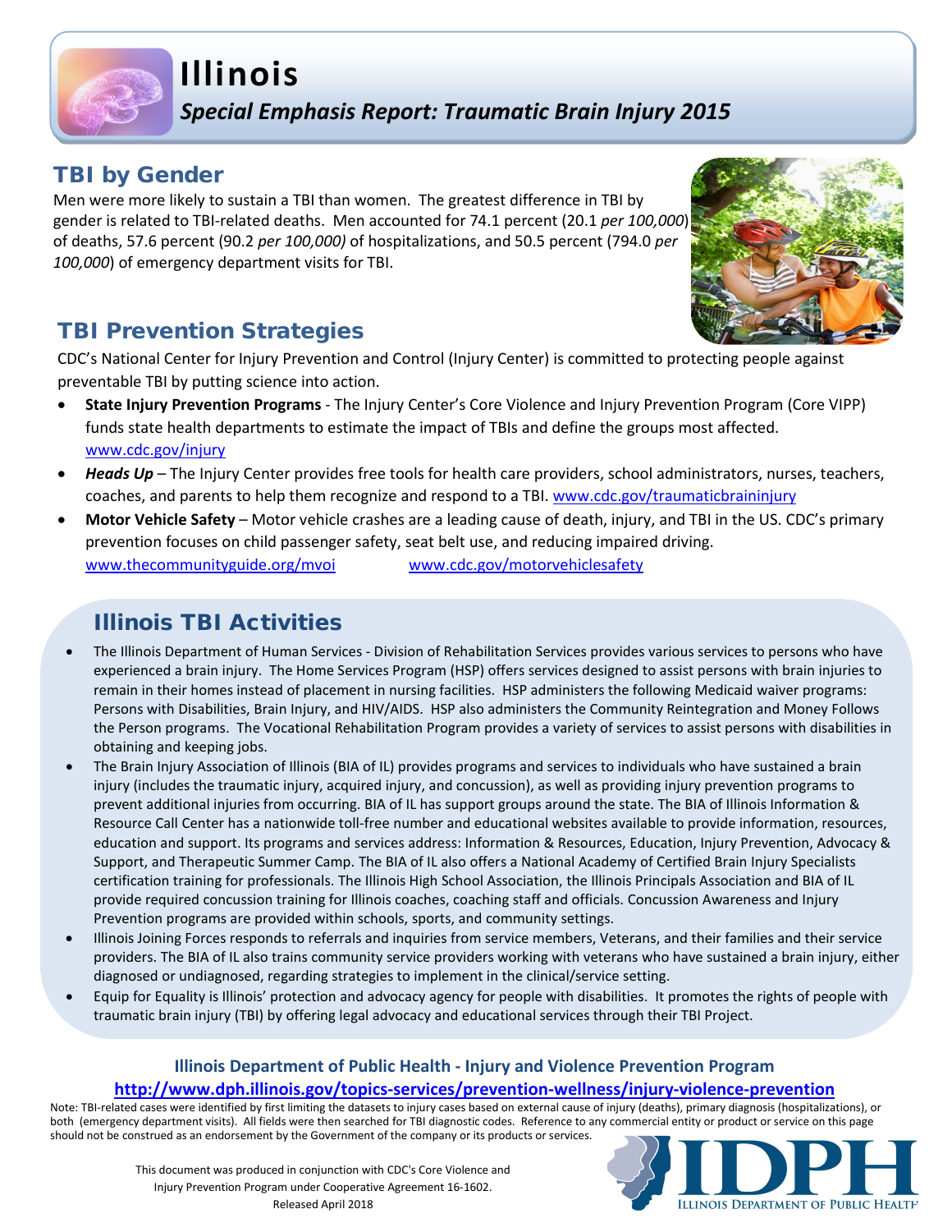# Illinois

## *Special Emphasis Report: Traumatic Brain Injury 2015*

## TBI by Gender

Men were more likely to sustain a TBI than women. The greatest difference in TBI by gender is related to TBI-related deaths. Men accounted for 74.1 percent (20.1 *per 100,000*) of deaths, 57.6 percent (90.2 *per 100,000)* of hospitalizations, and 50.5 percent (794.0 *per 100,000*) of emergency department visits for TBI.

## TBI Prevention Strategies

CDC's National Center for Injury Prevention and Control (Injury Center) is committed to protecting people against preventable TBI by putting science into action.

- **State Injury Prevention Programs** - The Injury Center's Core Violence and Injury Prevention Program (Core VIPP) funds state health departments to estimate the impact of TBIs and define the groups most affected. www.cdc.gov/injury
- ***Heads Up*** – The Injury Center provides free tools for health care providers, school administrators, nurses, teachers, coaches, and parents to help them recognize and respond to a TBI. www.cdc.gov/traumaticbraininjury
- **Motor Vehicle Safety** – Motor vehicle crashes are a leading cause of death, injury, and TBI in the US. CDC's primary prevention focuses on child passenger safety, seat belt use, and reducing impaired driving. www.thecommunityguide.org/mvoi www.cdc.gov/motorvehiclesafety

## Illinois TBI Activities

- The Illinois Department of Human Services - Division of Rehabilitation Services provides various services to persons who have experienced a brain injury. The Home Services Program (HSP) offers services designed to assist persons with brain injuries to remain in their homes instead of placement in nursing facilities. HSP administers the following Medicaid waiver programs: Persons with Disabilities, Brain Injury, and HIV/AIDS. HSP also administers the Community Reintegration and Money Follows the Person programs. The Vocational Rehabilitation Program provides a variety of services to assist persons with disabilities in obtaining and keeping jobs.
- The Brain Injury Association of Illinois (BIA of IL) provides programs and services to individuals who have sustained a brain injury (includes the traumatic injury, acquired injury, and concussion), as well as providing injury prevention programs to prevent additional injuries from occurring. BIA of IL has support groups around the state. The BIA of Illinois Information & Resource Call Center has a nationwide toll-free number and educational websites available to provide information, resources, education and support. Its programs and services address: Information & Resources, Education, Injury Prevention, Advocacy & Support, and Therapeutic Summer Camp. The BIA of IL also offers a National Academy of Certified Brain Injury Specialists certification training for professionals. The Illinois High School Association, the Illinois Principals Association and BIA of IL provide required concussion training for Illinois coaches, coaching staff and officials. Concussion Awareness and Injury Prevention programs are provided within schools, sports, and community settings.
- Illinois Joining Forces responds to referrals and inquiries from service members, Veterans, and their families and their service providers. The BIA of IL also trains community service providers working with veterans who have sustained a brain injury, either diagnosed or undiagnosed, regarding strategies to implement in the clinical/service setting.
- Equip for Equality is Illinois' protection and advocacy agency for people with disabilities. It promotes the rights of people with traumatic brain injury (TBI) by offering legal advocacy and educational services through their TBI Project.

**Illinois Department of Public Health - Injury and Violence Prevention Program**

**http://www.dph.illinois.gov/topics-services/prevention-wellness/injury-violence-prevention**

Note: TBI-related cases were identified by first limiting the datasets to injury cases based on external cause of injury (deaths), primary diagnosis (hospitalizations), or both (emergency department visits). All fields were then searched for TBI diagnostic codes. Reference to any commercial entity or product or service on this page should not be construed as an endorsement by the Government of the company or its products or services.

This document was produced in conjunction with CDC's Core Violence and Injury Prevention Program under Cooperative Agreement 16-1602.
Released April 2018

IDPH
ILLINOIS DEPARTMENT OF PUBLIC HEALTH